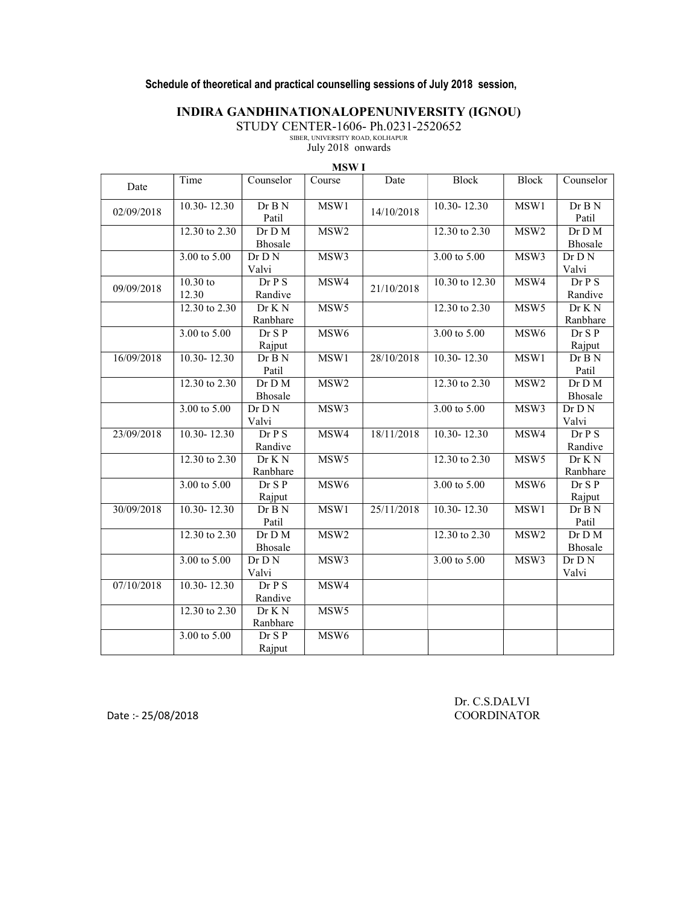**Schedule of theoretical and practical counselling sessions of July 2018 session,**

## INDIRA GANDHINATIONALOPENUNIVERSITY (IGNOU)

STUDY CENTER-1606- Ph.0231-2520652

SIBER, UNIVERSITY ROAD, KOLHAPUR

July 2018 onwards

**MSW I**

| Date | Time | Counselor | Course | Date | Block | Block | Counselor |
|---|---|---|---|---|---|---|---|
| 02/09/2018 | 10.30- 12.30 | Dr B N Patil | MSW1 | 14/10/2018 | 10.30- 12.30 | MSW1 | Dr B N Patil |
| | 12.30 to 2.30 | Dr D M Bhosale | MSW2 | | 12.30 to 2.30 | MSW2 | Dr D M Bhosale |
| | 3.00 to 5.00 | Dr D N Valvi | MSW3 | | 3.00 to 5.00 | MSW3 | Dr D N Valvi |
| 09/09/2018 | 10.30 to 12.30 | Dr P S Randive | MSW4 | 21/10/2018 | 10.30 to 12.30 | MSW4 | Dr P S Randive |
| | 12.30 to 2.30 | Dr K N Ranbhare | MSW5 | | 12.30 to 2.30 | MSW5 | Dr K N Ranbhare |
| | 3.00 to 5.00 | Dr S P Rajput | MSW6 | | 3.00 to 5.00 | MSW6 | Dr S P Rajput |
| 16/09/2018 | 10.30- 12.30 | Dr B N Patil | MSW1 | 28/10/2018 | 10.30- 12.30 | MSW1 | Dr B N Patil |
| | 12.30 to 2.30 | Dr D M Bhosale | MSW2 | | 12.30 to 2.30 | MSW2 | Dr D M Bhosale |
| | 3.00 to 5.00 | Dr D N Valvi | MSW3 | | 3.00 to 5.00 | MSW3 | Dr D N Valvi |
| 23/09/2018 | 10.30- 12.30 | Dr P S Randive | MSW4 | 18/11/2018 | 10.30- 12.30 | MSW4 | Dr P S Randive |
| | 12.30 to 2.30 | Dr K N Ranbhare | MSW5 | | 12.30 to 2.30 | MSW5 | Dr K N Ranbhare |
| | 3.00 to 5.00 | Dr S P Rajput | MSW6 | | 3.00 to 5.00 | MSW6 | Dr S P Rajput |
| 30/09/2018 | 10.30- 12.30 | Dr B N Patil | MSW1 | 25/11/2018 | 10.30- 12.30 | MSW1 | Dr B N Patil |
| | 12.30 to 2.30 | Dr D M Bhosale | MSW2 | | 12.30 to 2.30 | MSW2 | Dr D M Bhosale |
| | 3.00 to 5.00 | Dr D N Valvi | MSW3 | | 3.00 to 5.00 | MSW3 | Dr D N Valvi |
| 07/10/2018 | 10.30- 12.30 | Dr P S Randive | MSW4 | | | | |
| | 12.30 to 2.30 | Dr K N Ranbhare | MSW5 | | | | |
| | 3.00 to 5.00 | Dr S P Rajput | MSW6 | | | | |

Date :- 25/08/2018

Dr. C.S.DALVI
COORDINATOR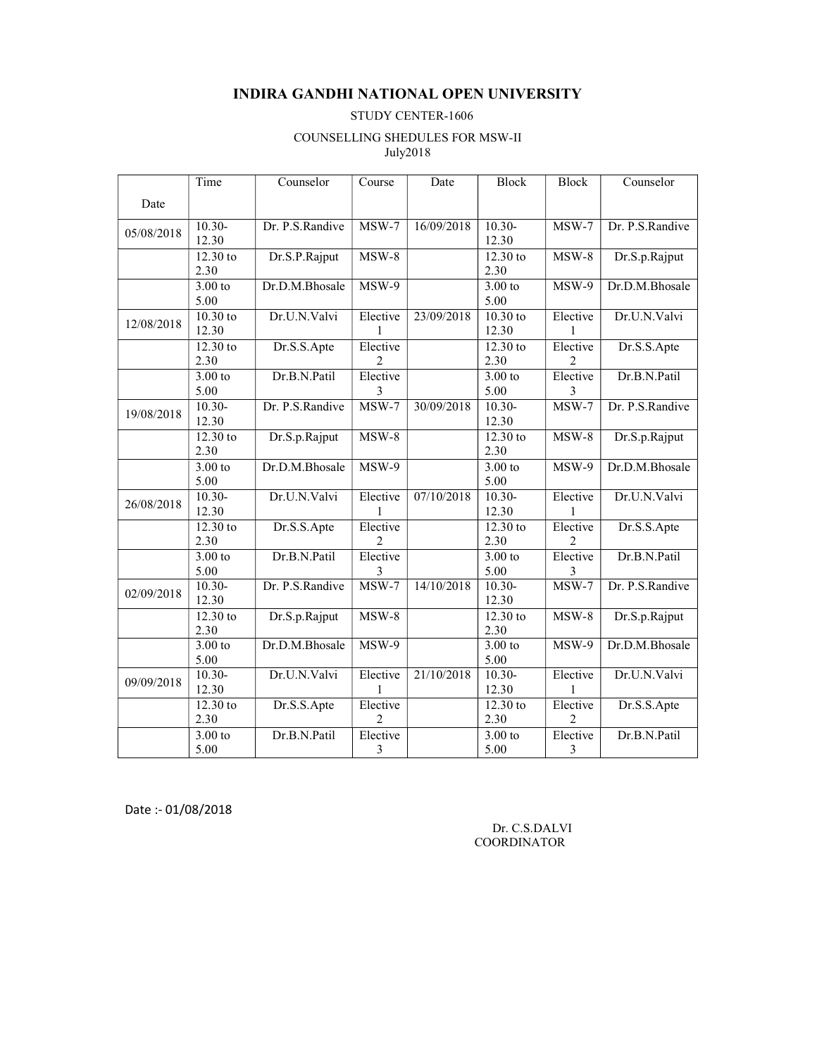# INDIRA GANDHI NATIONAL OPEN UNIVERSITY

STUDY CENTER-1606

COUNSELLING SHEDULES FOR MSW-II

July2018

| Date | Time | Counselor | Course | Date | Block | Block | Counselor |
|---|---|---|---|---|---|---|---|
| 05/08/2018 | 10.30-12.30 | Dr. P.S.Randive | MSW-7 | 16/09/2018 | 10.30-12.30 | MSW-7 | Dr. P.S.Randive |
| | 12.30 to 2.30 | Dr.S.P.Rajput | MSW-8 | | 12.30 to 2.30 | MSW-8 | Dr.S.p.Rajput |
| | 3.00 to 5.00 | Dr.D.M.Bhosale | MSW-9 | | 3.00 to 5.00 | MSW-9 | Dr.D.M.Bhosale |
| 12/08/2018 | 10.30 to 12.30 | Dr.U.N.Valvi | Elective 1 | 23/09/2018 | 10.30 to 12.30 | Elective 1 | Dr.U.N.Valvi |
| | 12.30 to 2.30 | Dr.S.S.Apte | Elective 2 | | 12.30 to 2.30 | Elective 2 | Dr.S.S.Apte |
| | 3.00 to 5.00 | Dr.B.N.Patil | Elective 3 | | 3.00 to 5.00 | Elective 3 | Dr.B.N.Patil |
| 19/08/2018 | 10.30-12.30 | Dr. P.S.Randive | MSW-7 | 30/09/2018 | 10.30-12.30 | MSW-7 | Dr. P.S.Randive |
| | 12.30 to 2.30 | Dr.S.p.Rajput | MSW-8 | | 12.30 to 2.30 | MSW-8 | Dr.S.p.Rajput |
| | 3.00 to 5.00 | Dr.D.M.Bhosale | MSW-9 | | 3.00 to 5.00 | MSW-9 | Dr.D.M.Bhosale |
| 26/08/2018 | 10.30-12.30 | Dr.U.N.Valvi | Elective 1 | 07/10/2018 | 10.30-12.30 | Elective 1 | Dr.U.N.Valvi |
| | 12.30 to 2.30 | Dr.S.S.Apte | Elective 2 | | 12.30 to 2.30 | Elective 2 | Dr.S.S.Apte |
| | 3.00 to 5.00 | Dr.B.N.Patil | Elective 3 | | 3.00 to 5.00 | Elective 3 | Dr.B.N.Patil |
| 02/09/2018 | 10.30-12.30 | Dr. P.S.Randive | MSW-7 | 14/10/2018 | 10.30-12.30 | MSW-7 | Dr. P.S.Randive |
| | 12.30 to 2.30 | Dr.S.p.Rajput | MSW-8 | | 12.30 to 2.30 | MSW-8 | Dr.S.p.Rajput |
| | 3.00 to 5.00 | Dr.D.M.Bhosale | MSW-9 | | 3.00 to 5.00 | MSW-9 | Dr.D.M.Bhosale |
| 09/09/2018 | 10.30-12.30 | Dr.U.N.Valvi | Elective 1 | 21/10/2018 | 10.30-12.30 | Elective 1 | Dr.U.N.Valvi |
| | 12.30 to 2.30 | Dr.S.S.Apte | Elective 2 | | 12.30 to 2.30 | Elective 2 | Dr.S.S.Apte |
| | 3.00 to 5.00 | Dr.B.N.Patil | Elective 3 | | 3.00 to 5.00 | Elective 3 | Dr.B.N.Patil |

Date :- 01/08/2018

Dr. C.S.DALVI
COORDINATOR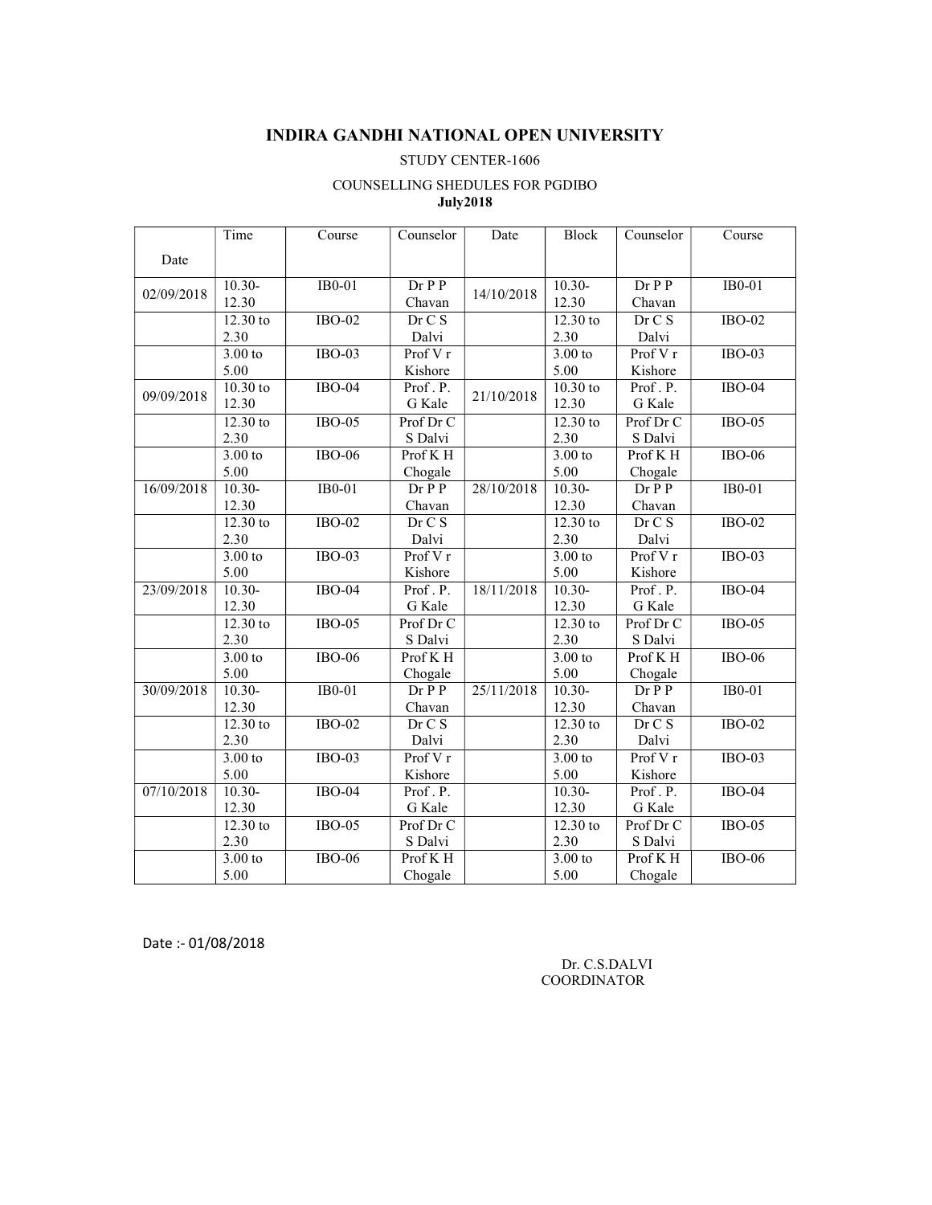# INDIRA GANDHI NATIONAL OPEN UNIVERSITY

STUDY CENTER-1606

COUNSELLING SHEDULES FOR PGDIBO

**July2018**

| Date | Time | Course | Counselor | Date | Block | Counselor | Course |
|---|---|---|---|---|---|---|---|
| 02/09/2018 | 10.30-12.30 | IB0-01 | Dr P P Chavan | 14/10/2018 | 10.30-12.30 | Dr P P Chavan | IB0-01 |
| | 12.30 to 2.30 | IBO-02 | Dr C S Dalvi | | 12.30 to 2.30 | Dr C S Dalvi | IBO-02 |
| | 3.00 to 5.00 | IBO-03 | Prof V r Kishore | | 3.00 to 5.00 | Prof V r Kishore | IBO-03 |
| 09/09/2018 | 10.30 to 12.30 | IBO-04 | Prof . P. G Kale | 21/10/2018 | 10.30 to 12.30 | Prof . P. G Kale | IBO-04 |
| | 12.30 to 2.30 | IBO-05 | Prof Dr C S Dalvi | | 12.30 to 2.30 | Prof Dr C S Dalvi | IBO-05 |
| | 3.00 to 5.00 | IBO-06 | Prof K H Chogale | | 3.00 to 5.00 | Prof K H Chogale | IBO-06 |
| 16/09/2018 | 10.30-12.30 | IB0-01 | Dr P P Chavan | 28/10/2018 | 10.30-12.30 | Dr P P Chavan | IB0-01 |
| | 12.30 to 2.30 | IBO-02 | Dr C S Dalvi | | 12.30 to 2.30 | Dr C S Dalvi | IBO-02 |
| | 3.00 to 5.00 | IBO-03 | Prof V r Kishore | | 3.00 to 5.00 | Prof V r Kishore | IBO-03 |
| 23/09/2018 | 10.30-12.30 | IBO-04 | Prof . P. G Kale | 18/11/2018 | 10.30-12.30 | Prof . P. G Kale | IBO-04 |
| | 12.30 to 2.30 | IBO-05 | Prof Dr C S Dalvi | | 12.30 to 2.30 | Prof Dr C S Dalvi | IBO-05 |
| | 3.00 to 5.00 | IBO-06 | Prof K H Chogale | | 3.00 to 5.00 | Prof K H Chogale | IBO-06 |
| 30/09/2018 | 10.30-12.30 | IB0-01 | Dr P P Chavan | 25/11/2018 | 10.30-12.30 | Dr P P Chavan | IB0-01 |
| | 12.30 to 2.30 | IBO-02 | Dr C S Dalvi | | 12.30 to 2.30 | Dr C S Dalvi | IBO-02 |
| | 3.00 to 5.00 | IBO-03 | Prof V r Kishore | | 3.00 to 5.00 | Prof V r Kishore | IBO-03 |
| 07/10/2018 | 10.30-12.30 | IBO-04 | Prof . P. G Kale | | 10.30-12.30 | Prof . P. G Kale | IBO-04 |
| | 12.30 to 2.30 | IBO-05 | Prof Dr C S Dalvi | | 12.30 to 2.30 | Prof Dr C S Dalvi | IBO-05 |
| | 3.00 to 5.00 | IBO-06 | Prof K H Chogale | | 3.00 to 5.00 | Prof K H Chogale | IBO-06 |

Date :- 01/08/2018

Dr. C.S.DALVI
COORDINATOR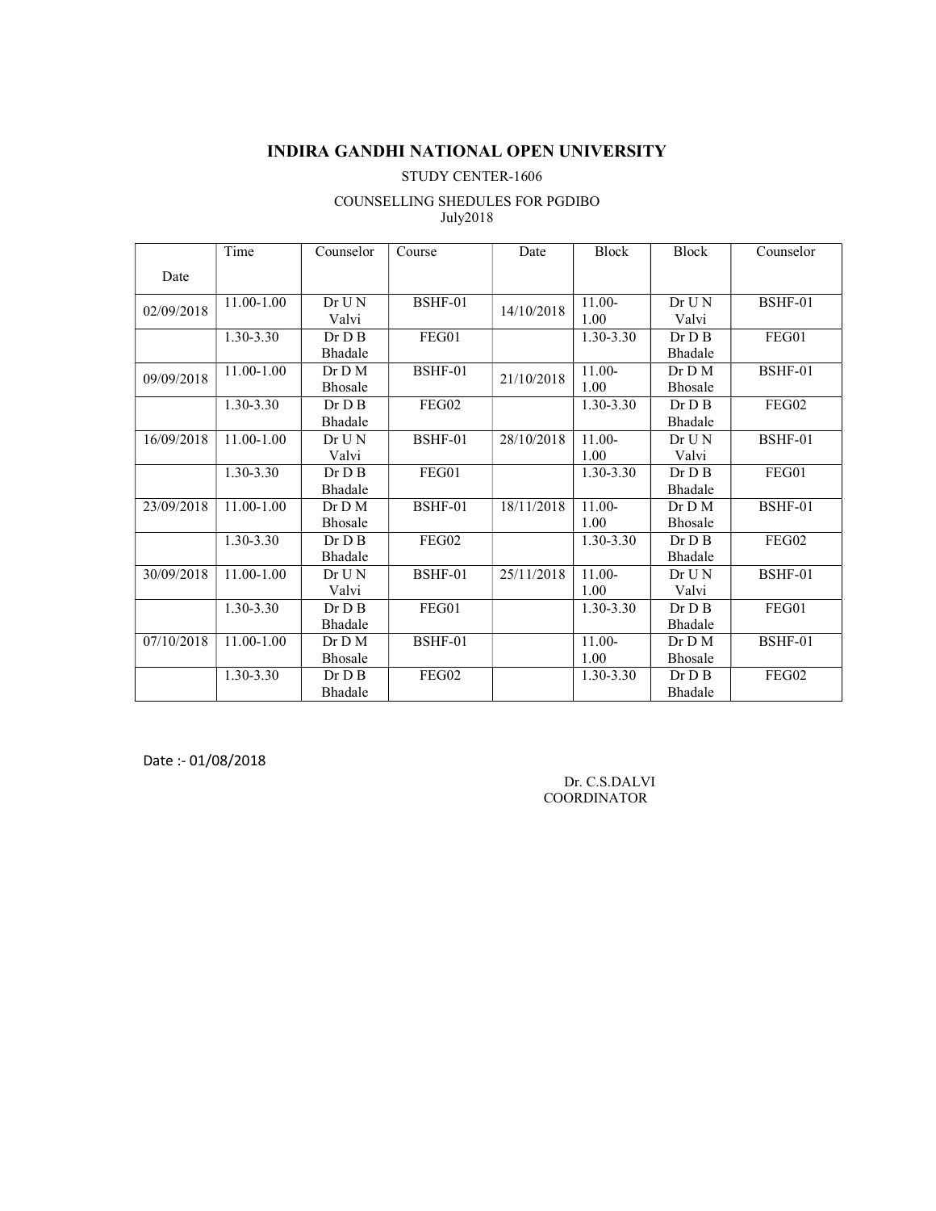# INDIRA GANDHI NATIONAL OPEN UNIVERSITY

STUDY CENTER-1606

COUNSELLING SHEDULES FOR PGDIBO
July2018

| Date | Time | Counselor | Course | Date | Block | Block | Counselor |
|---|---|---|---|---|---|---|---|
| 02/09/2018 | 11.00-1.00 | Dr U N Valvi | BSHF-01 | 14/10/2018 | 11.00-1.00 | Dr U N Valvi | BSHF-01 |
| | 1.30-3.30 | Dr D B Bhadale | FEG01 | | 1.30-3.30 | Dr D B Bhadale | FEG01 |
| 09/09/2018 | 11.00-1.00 | Dr D M Bhosale | BSHF-01 | 21/10/2018 | 11.00-1.00 | Dr D M Bhosale | BSHF-01 |
| | 1.30-3.30 | Dr D B Bhadale | FEG02 | | 1.30-3.30 | Dr D B Bhadale | FEG02 |
| 16/09/2018 | 11.00-1.00 | Dr U N Valvi | BSHF-01 | 28/10/2018 | 11.00-1.00 | Dr U N Valvi | BSHF-01 |
| | 1.30-3.30 | Dr D B Bhadale | FEG01 | | 1.30-3.30 | Dr D B Bhadale | FEG01 |
| 23/09/2018 | 11.00-1.00 | Dr D M Bhosale | BSHF-01 | 18/11/2018 | 11.00-1.00 | Dr D M Bhosale | BSHF-01 |
| | 1.30-3.30 | Dr D B Bhadale | FEG02 | | 1.30-3.30 | Dr D B Bhadale | FEG02 |
| 30/09/2018 | 11.00-1.00 | Dr U N Valvi | BSHF-01 | 25/11/2018 | 11.00-1.00 | Dr U N Valvi | BSHF-01 |
| | 1.30-3.30 | Dr D B Bhadale | FEG01 | | 1.30-3.30 | Dr D B Bhadale | FEG01 |
| 07/10/2018 | 11.00-1.00 | Dr D M Bhosale | BSHF-01 | | 11.00-1.00 | Dr D M Bhosale | BSHF-01 |
| | 1.30-3.30 | Dr D B Bhadale | FEG02 | | 1.30-3.30 | Dr D B Bhadale | FEG02 |

Date :- 01/08/2018

Dr. C.S.DALVI
COORDINATOR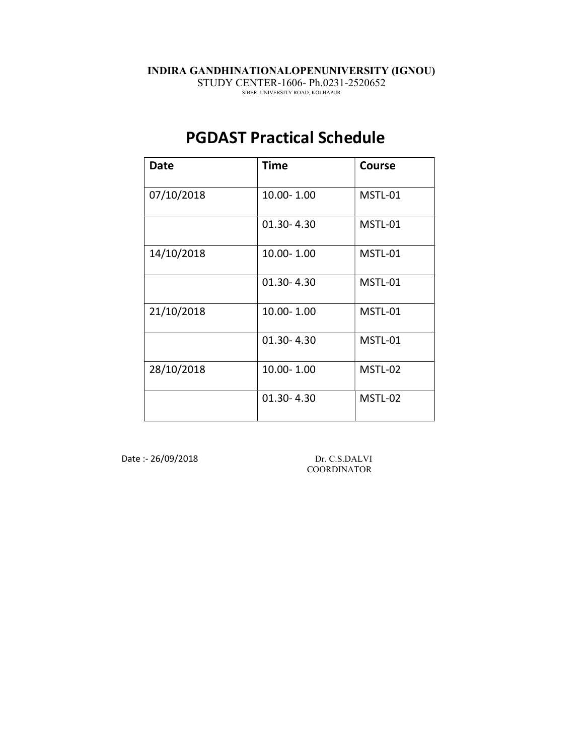**INDIRA GANDHINATIONALOPENUNIVERSITY (IGNOU)**

STUDY CENTER-1606- Ph.0231-2520652

SIBER, UNIVERSITY ROAD, KOLHAPUR

# PGDAST Practical Schedule

| Date | Time | Course |
|---|---|---|
| 07/10/2018 | 10.00- 1.00 | MSTL-01 |
| | 01.30- 4.30 | MSTL-01 |
| 14/10/2018 | 10.00- 1.00 | MSTL-01 |
| | 01.30- 4.30 | MSTL-01 |
| 21/10/2018 | 10.00- 1.00 | MSTL-01 |
| | 01.30- 4.30 | MSTL-01 |
| 28/10/2018 | 10.00- 1.00 | MSTL-02 |
| | 01.30- 4.30 | MSTL-02 |

Date :- 26/09/2018

Dr. C.S.DALVI
COORDINATOR